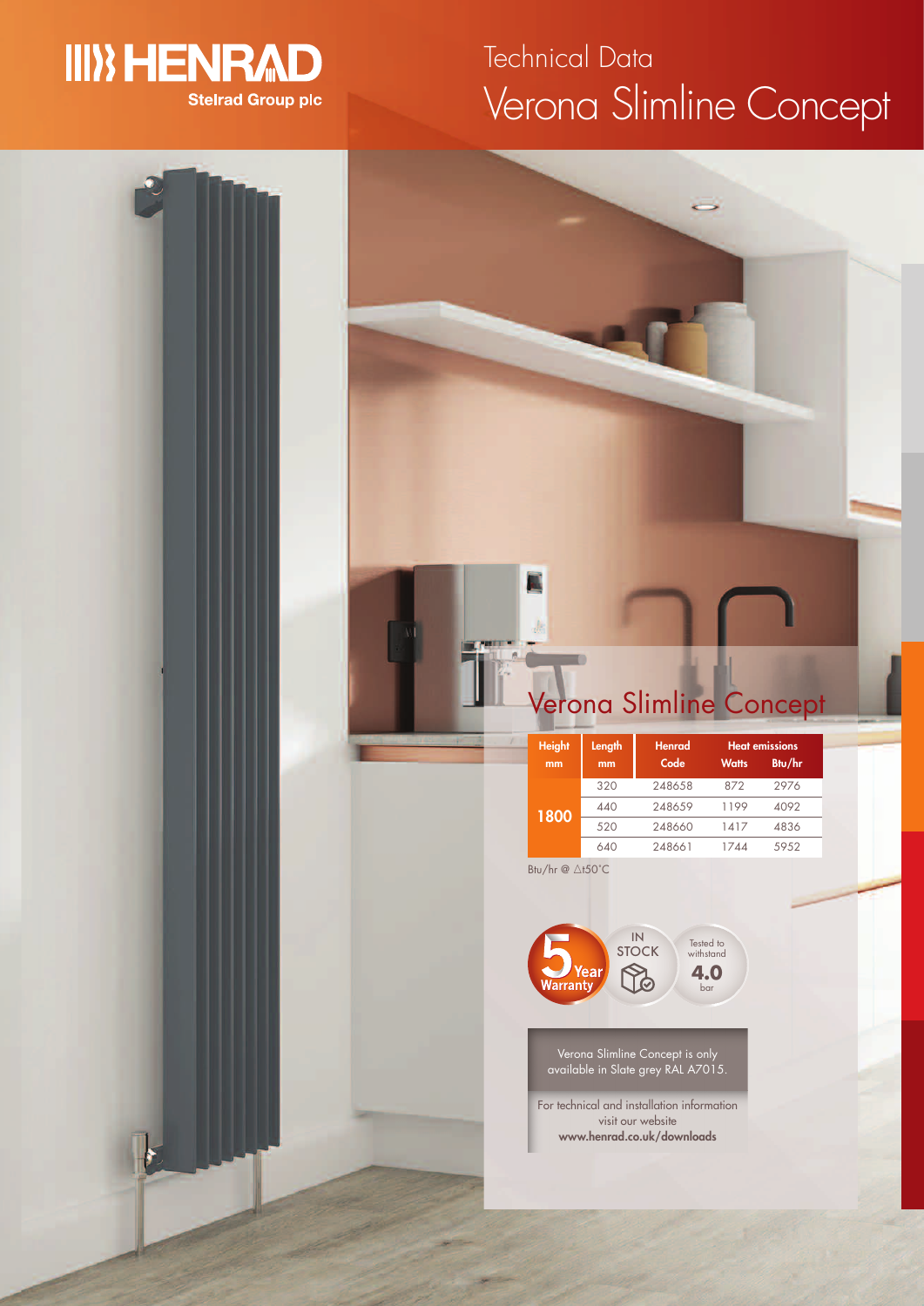HENRAD

Stelrad Group plc

# Technical Data

# Verona Slimline Concept

## Verona Slimline Concept

| Height mm | Length mm | Henrad Code | Heat emissions Watts | Heat emissions Btu/hr |
|---|---|---|---|---|
| 1800 | 320 | 248658 | 872 | 2976 |
| | 440 | 248659 | 1199 | 4092 |
| | 520 | 248660 | 1417 | 4836 |
| | 640 | 248661 | 1744 | 5952 |

Btu/hr @ △t50°C

5 Year Warranty

IN STOCK

Tested to withstand 4.0 bar

Verona Slimline Concept is only available in Slate grey RAL A7015.

For technical and installation information visit our website **www.henrad.co.uk/downloads**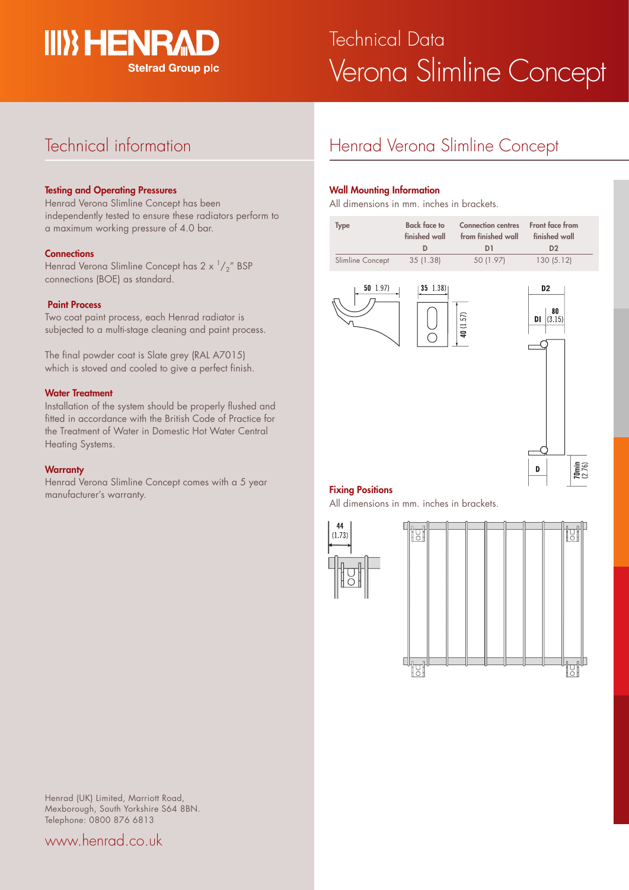# Technical Data
# Verona Slimline Concept

## Technical information

### Testing and Operating Pressures

Henrad Verona Slimline Concept has been independently tested to ensure these radiators perform to a maximum working pressure of 4.0 bar.

### Connections

Henrad Verona Slimline Concept has 2 x 1/2" BSP connections (BOE) as standard.

### Paint Process

Two coat paint process, each Henrad radiator is subjected to a multi-stage cleaning and paint process.

The final powder coat is Slate grey (RAL A7015) which is stoved and cooled to give a perfect finish.

### Water Treatment

Installation of the system should be properly flushed and fitted in accordance with the British Code of Practice for the Treatment of Water in Domestic Hot Water Central Heating Systems.

### Warranty

Henrad Verona Slimline Concept comes with a 5 year manufacturer's warranty.

Henrad (UK) Limited, Marriott Road,
Mexborough, South Yorkshire S64 8BN.
Telephone: 0800 876 6813

www.henrad.co.uk

## Henrad Verona Slimline Concept

### Wall Mounting Information

All dimensions in mm. inches in brackets.

| Type | Back face to finished wall D | Connection centres from finished wall D1 | Front face from finished wall D2 |
|---|---|---|---|
| Slimline Concept | 35 (1.38) | 50 (1.97) | 130 (5.12) |

50 1.97)
35 1.38)
40 (1.57)
D2
80 (3.15)
DI
D
70min (2.76)

### Fixing Positions

All dimensions in mm. inches in brackets.

44 (1.73)